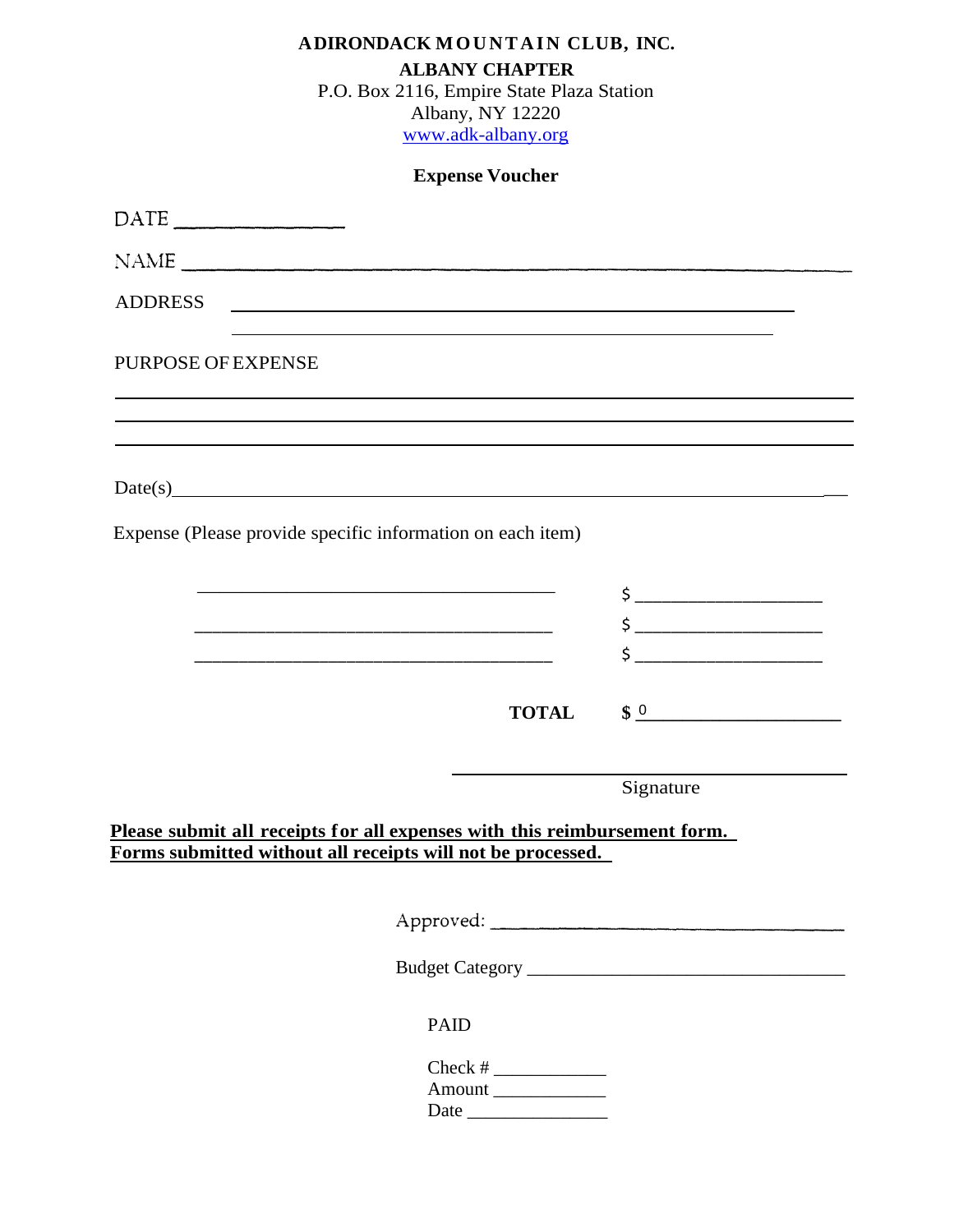**ADIRONDACK MOUNTAIN CLUB, INC.**

**ALBANY CHAPTER**

P.O. Box 2116, Empire State Plaza Station

Albany, NY 12220

www.adk-albany.org

**Expense Voucher**

DATE ________________

NAME ______________________________________________________________

ADDRESS ____________________________________________________

____________________________________________________

PURPOSE OF EXPENSE

______________________________________________________________________

______________________________________________________________________

______________________________________________________________________

Date(s)______________________________________________________________

Expense (Please provide specific information on each item)

__________________________________ $ ____________________

__________________________________ $ ____________________

__________________________________ $ ____________________

**TOTAL** **$** 0 ____________________

______________________________

Signature

**Please submit all receipts for all expenses with this reimbursement form.**
**Forms submitted without all receipts will not be processed.**

Approved: ________________________________

Budget Category ______________________________

PAID

Check # ____________

Amount ____________

Date _______________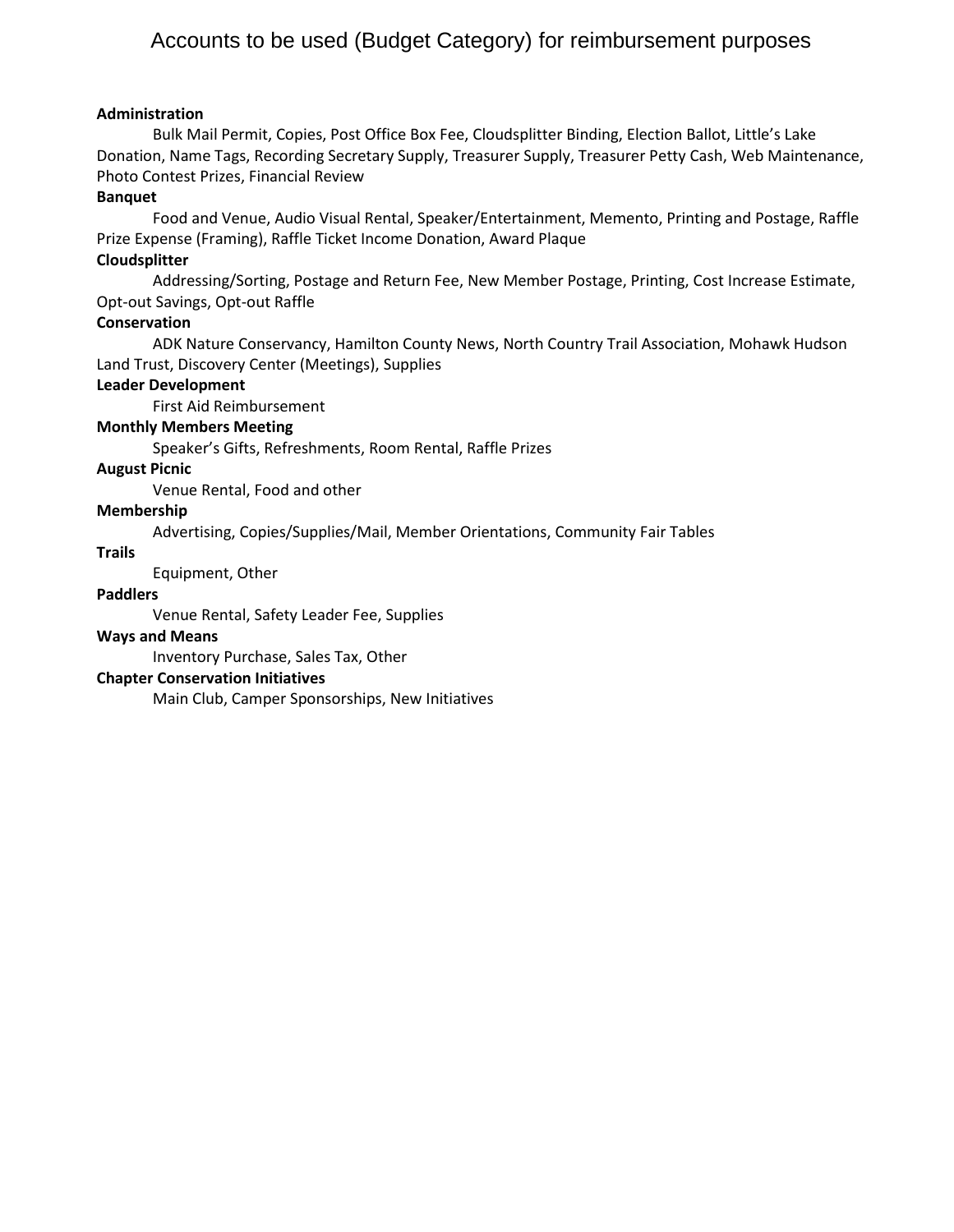# Accounts to be used (Budget Category) for reimbursement purposes

**Administration**

Bulk Mail Permit, Copies, Post Office Box Fee, Cloudsplitter Binding, Election Ballot, Little's Lake Donation, Name Tags, Recording Secretary Supply, Treasurer Supply, Treasurer Petty Cash, Web Maintenance, Photo Contest Prizes, Financial Review

**Banquet**

Food and Venue, Audio Visual Rental, Speaker/Entertainment, Memento, Printing and Postage, Raffle Prize Expense (Framing), Raffle Ticket Income Donation, Award Plaque

**Cloudsplitter**

Addressing/Sorting, Postage and Return Fee, New Member Postage, Printing, Cost Increase Estimate, Opt-out Savings, Opt-out Raffle

**Conservation**

ADK Nature Conservancy, Hamilton County News, North Country Trail Association, Mohawk Hudson Land Trust, Discovery Center (Meetings), Supplies

**Leader Development**

First Aid Reimbursement

**Monthly Members Meeting**

Speaker's Gifts, Refreshments, Room Rental, Raffle Prizes

**August Picnic**

Venue Rental, Food and other

**Membership**

Advertising, Copies/Supplies/Mail, Member Orientations, Community Fair Tables

**Trails**

Equipment, Other

**Paddlers**

Venue Rental, Safety Leader Fee, Supplies

**Ways and Means**

Inventory Purchase, Sales Tax, Other

**Chapter Conservation Initiatives**

Main Club, Camper Sponsorships, New Initiatives